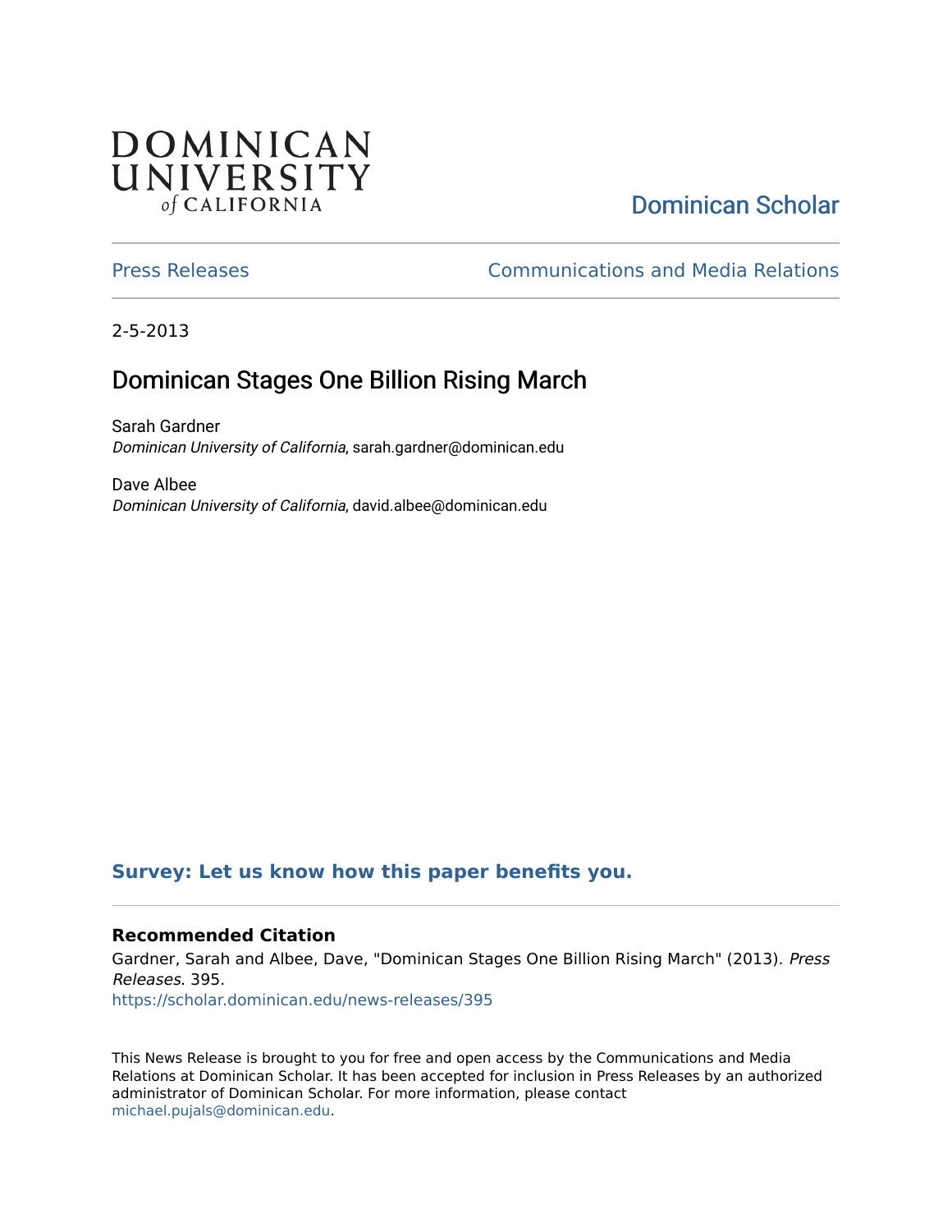DOMINICAN UNIVERSITY *of* CALIFORNIA

Dominican Scholar

Press Releases

Communications and Media Relations

2-5-2013

# Dominican Stages One Billion Rising March

Sarah Gardner
*Dominican University of California*, sarah.gardner@dominican.edu

Dave Albee
*Dominican University of California*, david.albee@dominican.edu

**Survey: Let us know how this paper benefits you.**

### Recommended Citation

Gardner, Sarah and Albee, Dave, "Dominican Stages One Billion Rising March" (2013). *Press Releases*. 395.
https://scholar.dominican.edu/news-releases/395

This News Release is brought to you for free and open access by the Communications and Media Relations at Dominican Scholar. It has been accepted for inclusion in Press Releases by an authorized administrator of Dominican Scholar. For more information, please contact michael.pujals@dominican.edu.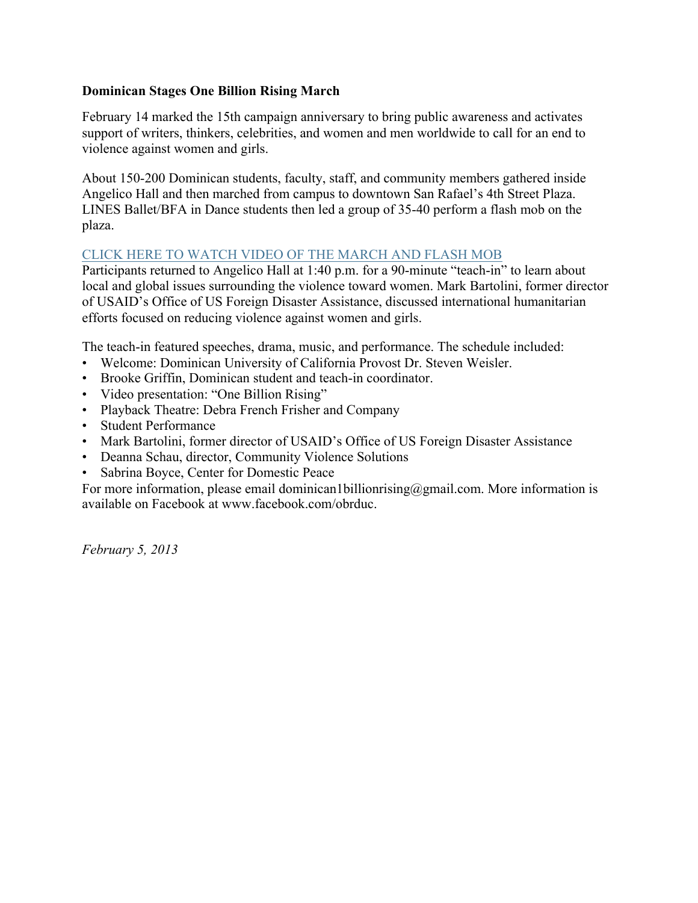**Dominican Stages One Billion Rising March**

February 14 marked the 15th campaign anniversary to bring public awareness and activates support of writers, thinkers, celebrities, and women and men worldwide to call for an end to violence against women and girls.

About 150-200 Dominican students, faculty, staff, and community members gathered inside Angelico Hall and then marched from campus to downtown San Rafael's 4th Street Plaza. LINES Ballet/BFA in Dance students then led a group of 35-40 perform a flash mob on the plaza.

CLICK HERE TO WATCH VIDEO OF THE MARCH AND FLASH MOB

Participants returned to Angelico Hall at 1:40 p.m. for a 90-minute "teach-in" to learn about local and global issues surrounding the violence toward women. Mark Bartolini, former director of USAID's Office of US Foreign Disaster Assistance, discussed international humanitarian efforts focused on reducing violence against women and girls.

The teach-in featured speeches, drama, music, and performance. The schedule included:

- Welcome: Dominican University of California Provost Dr. Steven Weisler.
- Brooke Griffin, Dominican student and teach-in coordinator.
- Video presentation: "One Billion Rising"
- Playback Theatre: Debra French Frisher and Company
- Student Performance
- Mark Bartolini, former director of USAID's Office of US Foreign Disaster Assistance
- Deanna Schau, director, Community Violence Solutions
- Sabrina Boyce, Center for Domestic Peace

For more information, please email dominican1billionrising@gmail.com. More information is available on Facebook at www.facebook.com/obrduc.

*February 5, 2013*